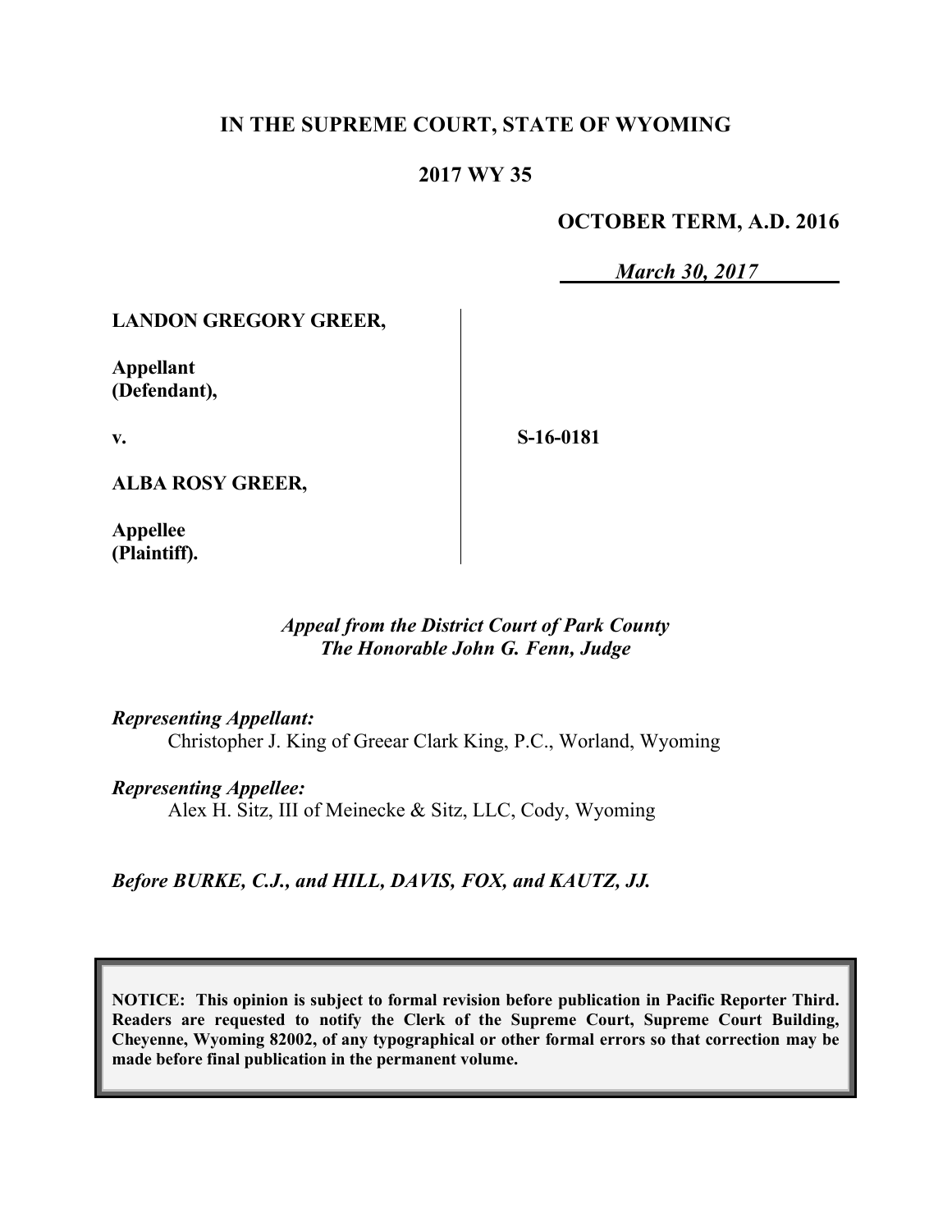# IN THE SUPREME COURT, STATE OF WYOMING

## 2017 WY 35

**OCTOBER TERM, A.D. 2016**

***March 30, 2017***

**LANDON GREGORY GREER,**

**Appellant (Defendant),**

**v.**

**ALBA ROSY GREER,**

**Appellee (Plaintiff).**

**S-16-0181**

***Appeal from the District Court of Park County***
***The Honorable John G. Fenn, Judge***

***Representing Appellant:***
Christopher J. King of Greear Clark King, P.C., Worland, Wyoming

***Representing Appellee:***
Alex H. Sitz, III of Meinecke & Sitz, LLC, Cody, Wyoming

***Before BURKE, C.J., and HILL, DAVIS, FOX, and KAUTZ, JJ.***

**NOTICE: This opinion is subject to formal revision before publication in Pacific Reporter Third. Readers are requested to notify the Clerk of the Supreme Court, Supreme Court Building, Cheyenne, Wyoming 82002, of any typographical or other formal errors so that correction may be made before final publication in the permanent volume.**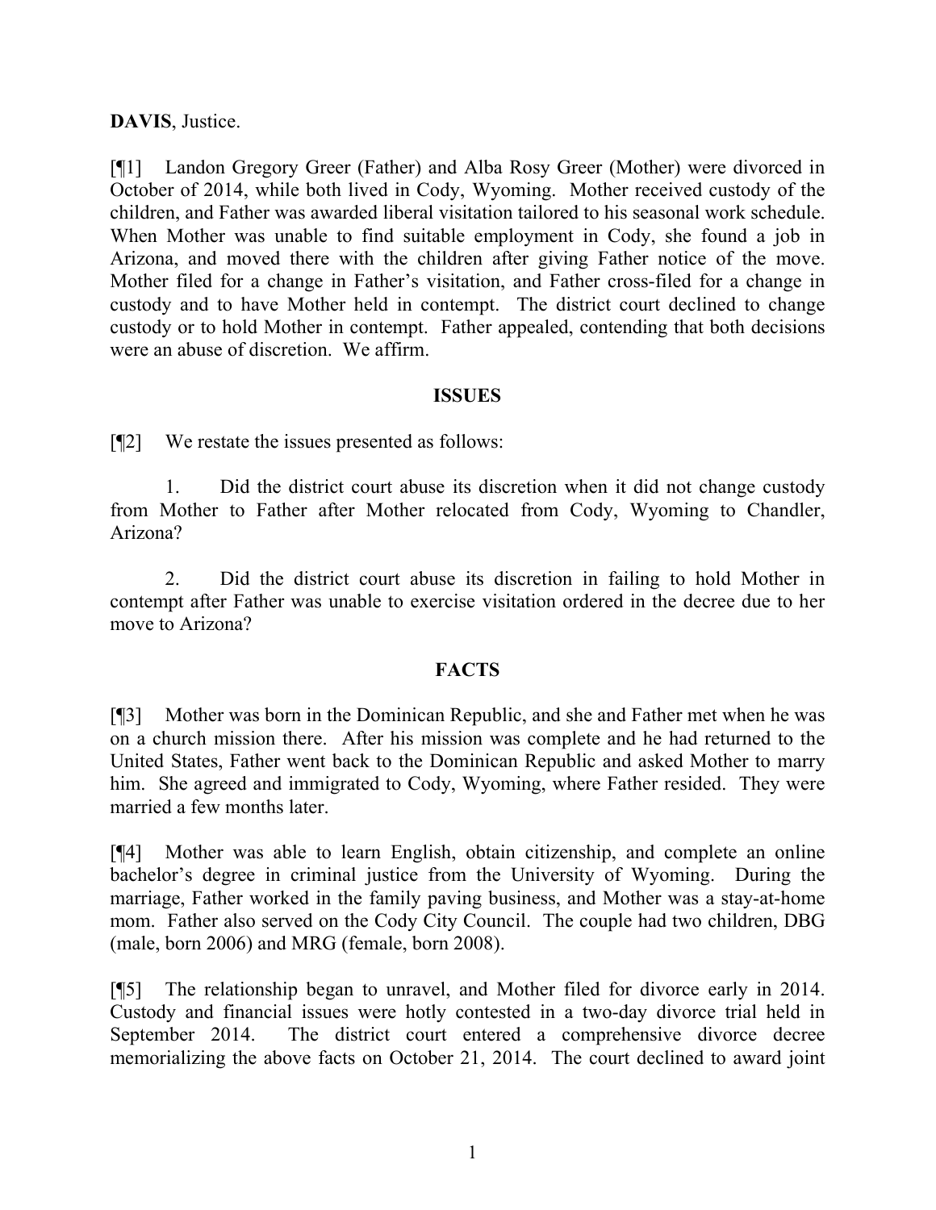**DAVIS**, Justice.

[¶1] Landon Gregory Greer (Father) and Alba Rosy Greer (Mother) were divorced in October of 2014, while both lived in Cody, Wyoming. Mother received custody of the children, and Father was awarded liberal visitation tailored to his seasonal work schedule. When Mother was unable to find suitable employment in Cody, she found a job in Arizona, and moved there with the children after giving Father notice of the move. Mother filed for a change in Father's visitation, and Father cross-filed for a change in custody and to have Mother held in contempt. The district court declined to change custody or to hold Mother in contempt. Father appealed, contending that both decisions were an abuse of discretion. We affirm.

## ISSUES

[¶2] We restate the issues presented as follows:

1. Did the district court abuse its discretion when it did not change custody from Mother to Father after Mother relocated from Cody, Wyoming to Chandler, Arizona?

2. Did the district court abuse its discretion in failing to hold Mother in contempt after Father was unable to exercise visitation ordered in the decree due to her move to Arizona?

## FACTS

[¶3] Mother was born in the Dominican Republic, and she and Father met when he was on a church mission there. After his mission was complete and he had returned to the United States, Father went back to the Dominican Republic and asked Mother to marry him. She agreed and immigrated to Cody, Wyoming, where Father resided. They were married a few months later.

[¶4] Mother was able to learn English, obtain citizenship, and complete an online bachelor's degree in criminal justice from the University of Wyoming. During the marriage, Father worked in the family paving business, and Mother was a stay-at-home mom. Father also served on the Cody City Council. The couple had two children, DBG (male, born 2006) and MRG (female, born 2008).

[¶5] The relationship began to unravel, and Mother filed for divorce early in 2014. Custody and financial issues were hotly contested in a two-day divorce trial held in September 2014. The district court entered a comprehensive divorce decree memorializing the above facts on October 21, 2014. The court declined to award joint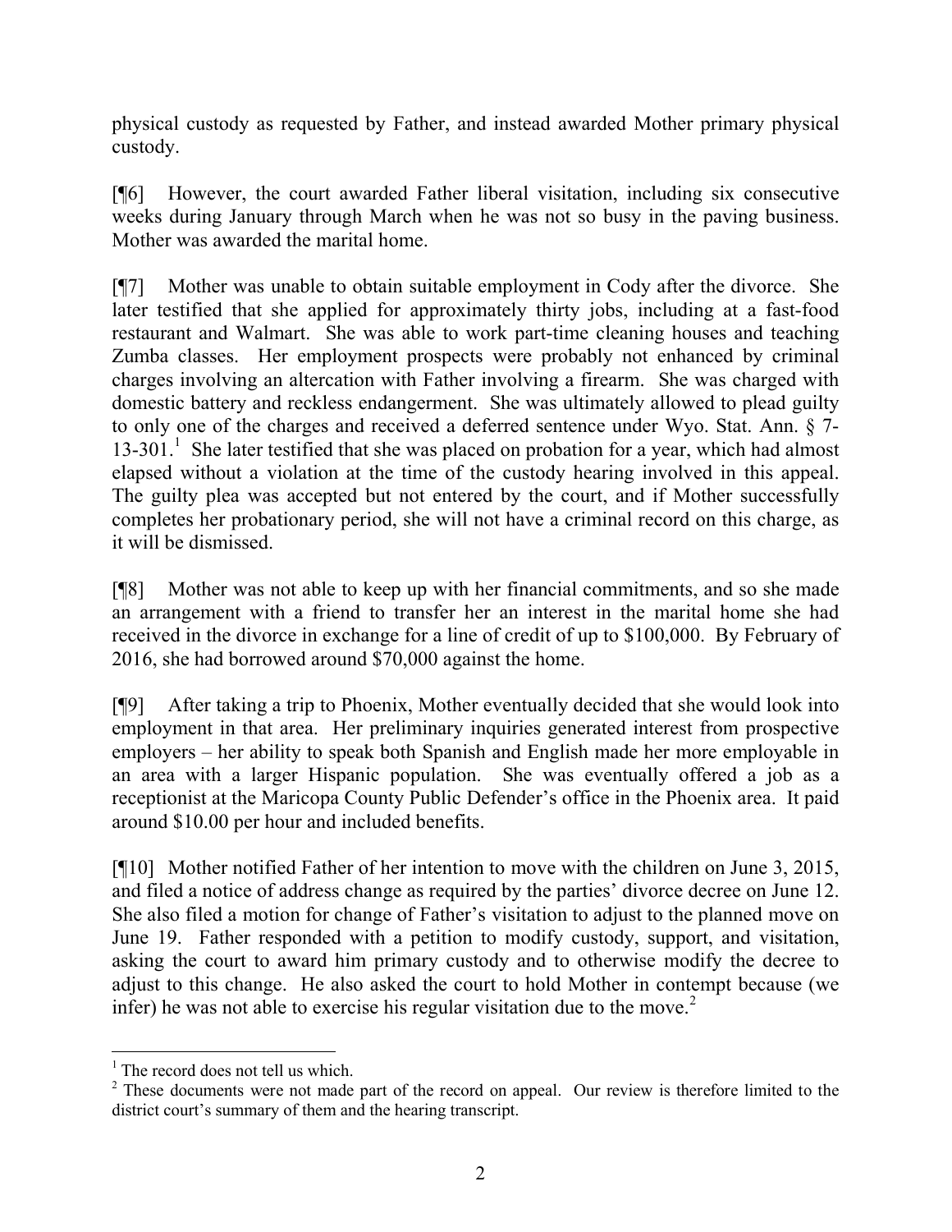physical custody as requested by Father, and instead awarded Mother primary physical custody.

[¶6] However, the court awarded Father liberal visitation, including six consecutive weeks during January through March when he was not so busy in the paving business. Mother was awarded the marital home.

[¶7] Mother was unable to obtain suitable employment in Cody after the divorce. She later testified that she applied for approximately thirty jobs, including at a fast-food restaurant and Walmart. She was able to work part-time cleaning houses and teaching Zumba classes. Her employment prospects were probably not enhanced by criminal charges involving an altercation with Father involving a firearm. She was charged with domestic battery and reckless endangerment. She was ultimately allowed to plead guilty to only one of the charges and received a deferred sentence under Wyo. Stat. Ann. § 7-13-301.[1] She later testified that she was placed on probation for a year, which had almost elapsed without a violation at the time of the custody hearing involved in this appeal. The guilty plea was accepted but not entered by the court, and if Mother successfully completes her probationary period, she will not have a criminal record on this charge, as it will be dismissed.

[¶8] Mother was not able to keep up with her financial commitments, and so she made an arrangement with a friend to transfer her an interest in the marital home she had received in the divorce in exchange for a line of credit of up to $100,000. By February of 2016, she had borrowed around $70,000 against the home.

[¶9] After taking a trip to Phoenix, Mother eventually decided that she would look into employment in that area. Her preliminary inquiries generated interest from prospective employers – her ability to speak both Spanish and English made her more employable in an area with a larger Hispanic population. She was eventually offered a job as a receptionist at the Maricopa County Public Defender's office in the Phoenix area. It paid around $10.00 per hour and included benefits.

[¶10] Mother notified Father of her intention to move with the children on June 3, 2015, and filed a notice of address change as required by the parties' divorce decree on June 12. She also filed a motion for change of Father's visitation to adjust to the planned move on June 19. Father responded with a petition to modify custody, support, and visitation, asking the court to award him primary custody and to otherwise modify the decree to adjust to this change. He also asked the court to hold Mother in contempt because (we infer) he was not able to exercise his regular visitation due to the move.[2]

---

[1] The record does not tell us which.

[2] These documents were not made part of the record on appeal. Our review is therefore limited to the district court's summary of them and the hearing transcript.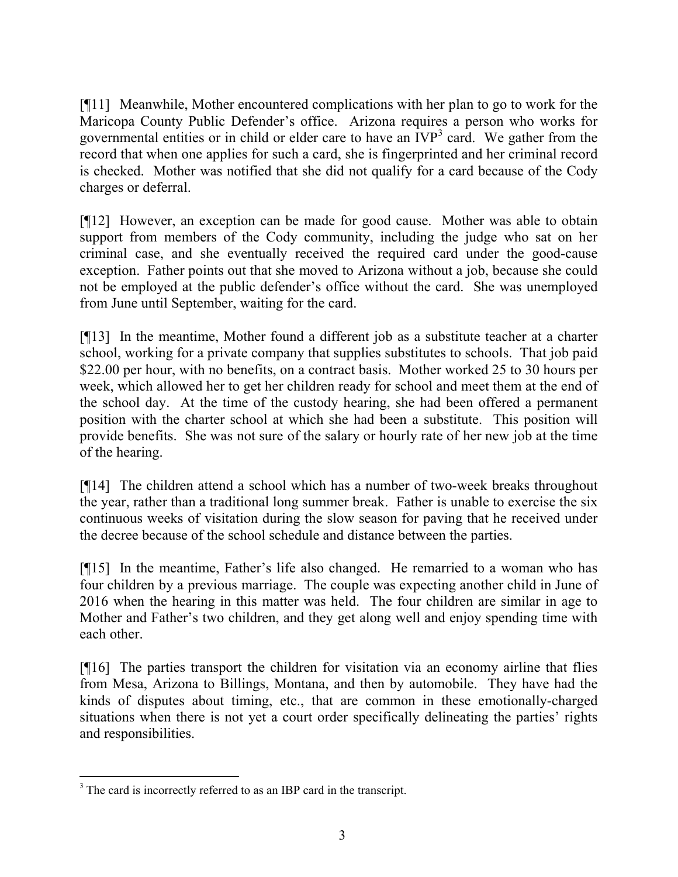[¶11] Meanwhile, Mother encountered complications with her plan to go to work for the Maricopa County Public Defender's office. Arizona requires a person who works for governmental entities or in child or elder care to have an IVP[3] card. We gather from the record that when one applies for such a card, she is fingerprinted and her criminal record is checked. Mother was notified that she did not qualify for a card because of the Cody charges or deferral.

[¶12] However, an exception can be made for good cause. Mother was able to obtain support from members of the Cody community, including the judge who sat on her criminal case, and she eventually received the required card under the good-cause exception. Father points out that she moved to Arizona without a job, because she could not be employed at the public defender's office without the card. She was unemployed from June until September, waiting for the card.

[¶13] In the meantime, Mother found a different job as a substitute teacher at a charter school, working for a private company that supplies substitutes to schools. That job paid \$22.00 per hour, with no benefits, on a contract basis. Mother worked 25 to 30 hours per week, which allowed her to get her children ready for school and meet them at the end of the school day. At the time of the custody hearing, she had been offered a permanent position with the charter school at which she had been a substitute. This position will provide benefits. She was not sure of the salary or hourly rate of her new job at the time of the hearing.

[¶14] The children attend a school which has a number of two-week breaks throughout the year, rather than a traditional long summer break. Father is unable to exercise the six continuous weeks of visitation during the slow season for paving that he received under the decree because of the school schedule and distance between the parties.

[¶15] In the meantime, Father's life also changed. He remarried to a woman who has four children by a previous marriage. The couple was expecting another child in June of 2016 when the hearing in this matter was held. The four children are similar in age to Mother and Father's two children, and they get along well and enjoy spending time with each other.

[¶16] The parties transport the children for visitation via an economy airline that flies from Mesa, Arizona to Billings, Montana, and then by automobile. They have had the kinds of disputes about timing, etc., that are common in these emotionally-charged situations when there is not yet a court order specifically delineating the parties' rights and responsibilities.

---

[3] The card is incorrectly referred to as an IBP card in the transcript.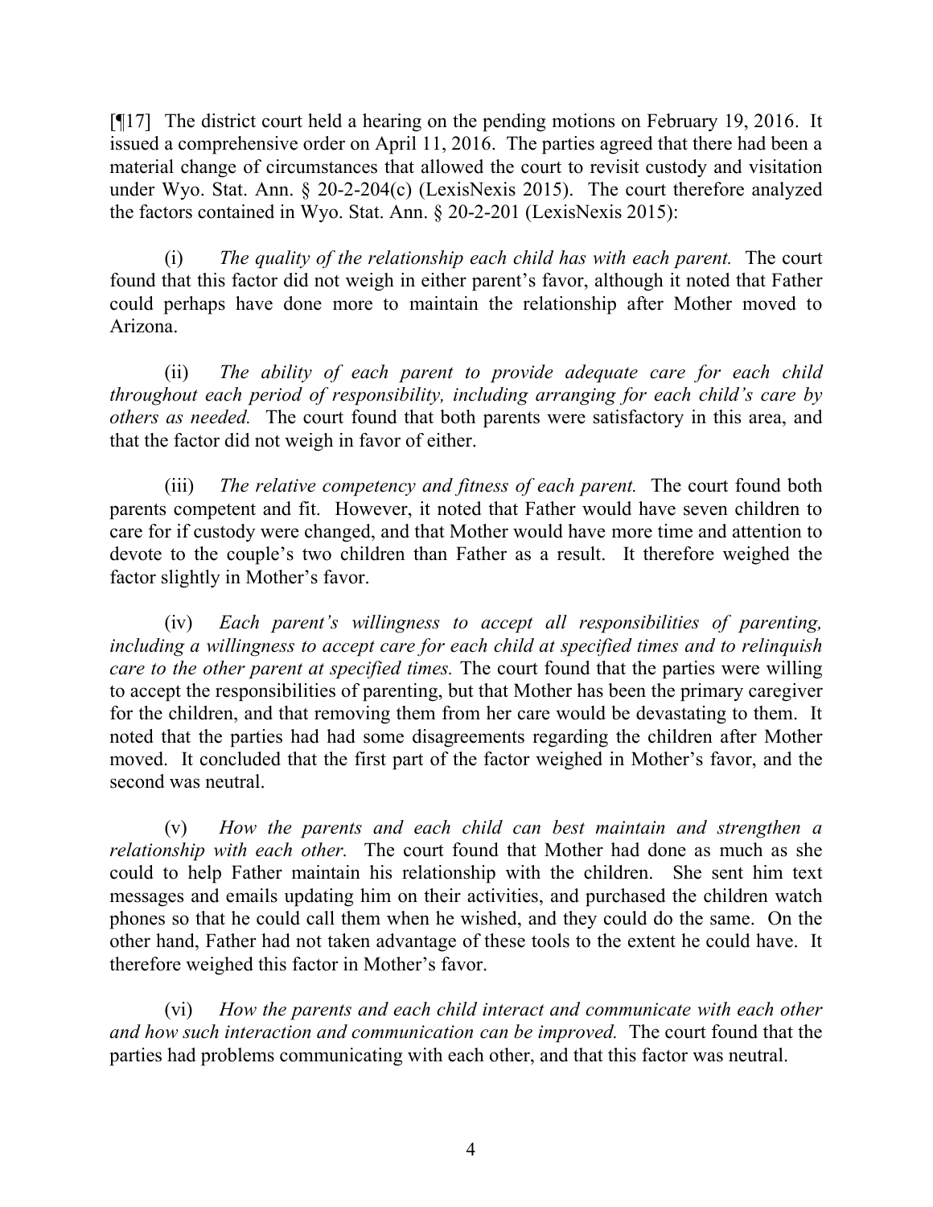[¶17] The district court held a hearing on the pending motions on February 19, 2016. It issued a comprehensive order on April 11, 2016. The parties agreed that there had been a material change of circumstances that allowed the court to revisit custody and visitation under Wyo. Stat. Ann. § 20-2-204(c) (LexisNexis 2015). The court therefore analyzed the factors contained in Wyo. Stat. Ann. § 20-2-201 (LexisNexis 2015):

(i) *The quality of the relationship each child has with each parent.* The court found that this factor did not weigh in either parent's favor, although it noted that Father could perhaps have done more to maintain the relationship after Mother moved to Arizona.

(ii) *The ability of each parent to provide adequate care for each child throughout each period of responsibility, including arranging for each child's care by others as needed.* The court found that both parents were satisfactory in this area, and that the factor did not weigh in favor of either.

(iii) *The relative competency and fitness of each parent.* The court found both parents competent and fit. However, it noted that Father would have seven children to care for if custody were changed, and that Mother would have more time and attention to devote to the couple's two children than Father as a result. It therefore weighed the factor slightly in Mother's favor.

(iv) *Each parent's willingness to accept all responsibilities of parenting, including a willingness to accept care for each child at specified times and to relinquish care to the other parent at specified times.* The court found that the parties were willing to accept the responsibilities of parenting, but that Mother has been the primary caregiver for the children, and that removing them from her care would be devastating to them. It noted that the parties had had some disagreements regarding the children after Mother moved. It concluded that the first part of the factor weighed in Mother's favor, and the second was neutral.

(v) *How the parents and each child can best maintain and strengthen a relationship with each other.* The court found that Mother had done as much as she could to help Father maintain his relationship with the children. She sent him text messages and emails updating him on their activities, and purchased the children watch phones so that he could call them when he wished, and they could do the same. On the other hand, Father had not taken advantage of these tools to the extent he could have. It therefore weighed this factor in Mother's favor.

(vi) *How the parents and each child interact and communicate with each other and how such interaction and communication can be improved.* The court found that the parties had problems communicating with each other, and that this factor was neutral.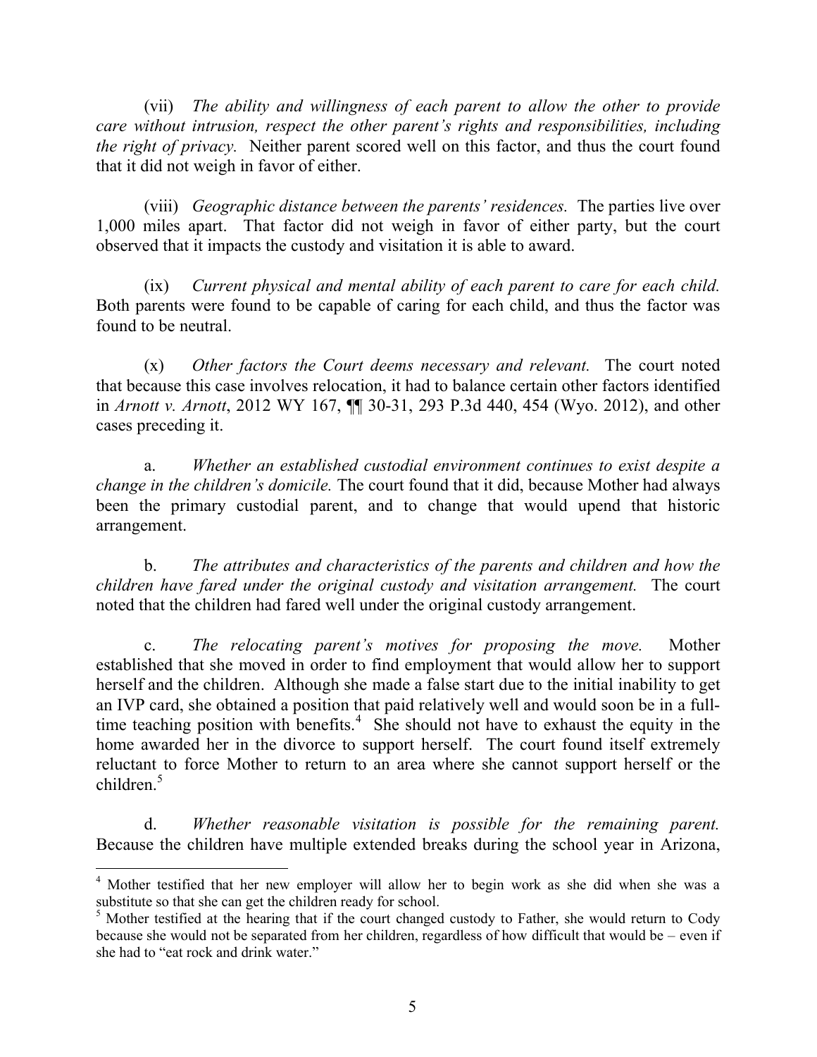(vii) *The ability and willingness of each parent to allow the other to provide care without intrusion, respect the other parent's rights and responsibilities, including the right of privacy.* Neither parent scored well on this factor, and thus the court found that it did not weigh in favor of either.

(viii) *Geographic distance between the parents' residences.* The parties live over 1,000 miles apart. That factor did not weigh in favor of either party, but the court observed that it impacts the custody and visitation it is able to award.

(ix) *Current physical and mental ability of each parent to care for each child.* Both parents were found to be capable of caring for each child, and thus the factor was found to be neutral.

(x) *Other factors the Court deems necessary and relevant.* The court noted that because this case involves relocation, it had to balance certain other factors identified in *Arnott v. Arnott*, 2012 WY 167, ¶¶ 30-31, 293 P.3d 440, 454 (Wyo. 2012), and other cases preceding it.

a. *Whether an established custodial environment continues to exist despite a change in the children's domicile.* The court found that it did, because Mother had always been the primary custodial parent, and to change that would upend that historic arrangement.

b. *The attributes and characteristics of the parents and children and how the children have fared under the original custody and visitation arrangement.* The court noted that the children had fared well under the original custody arrangement.

c. *The relocating parent's motives for proposing the move.* Mother established that she moved in order to find employment that would allow her to support herself and the children. Although she made a false start due to the initial inability to get an IVP card, she obtained a position that paid relatively well and would soon be in a full-time teaching position with benefits.[4] She should not have to exhaust the equity in the home awarded her in the divorce to support herself. The court found itself extremely reluctant to force Mother to return to an area where she cannot support herself or the children.[5]

d. *Whether reasonable visitation is possible for the remaining parent.* Because the children have multiple extended breaks during the school year in Arizona,

---

[4] Mother testified that her new employer will allow her to begin work as she did when she was a substitute so that she can get the children ready for school.

[5] Mother testified at the hearing that if the court changed custody to Father, she would return to Cody because she would not be separated from her children, regardless of how difficult that would be – even if she had to "eat rock and drink water."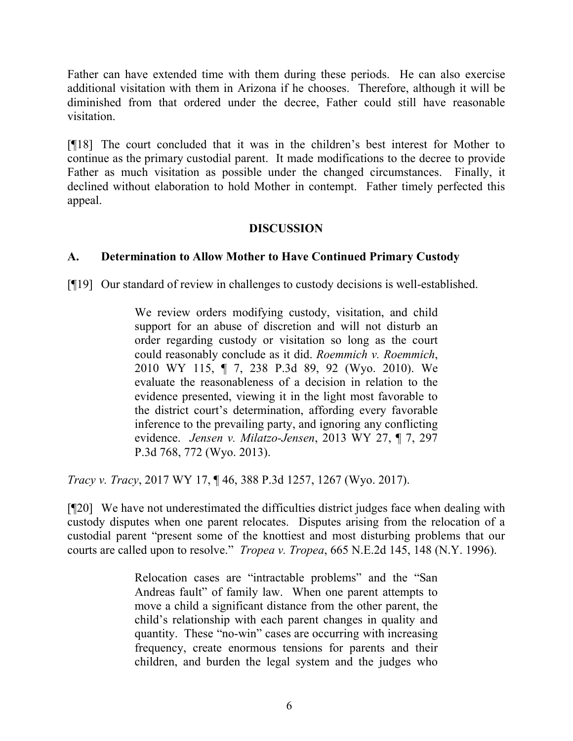Father can have extended time with them during these periods. He can also exercise additional visitation with them in Arizona if he chooses. Therefore, although it will be diminished from that ordered under the decree, Father could still have reasonable visitation.

[¶18] The court concluded that it was in the children's best interest for Mother to continue as the primary custodial parent. It made modifications to the decree to provide Father as much visitation as possible under the changed circumstances. Finally, it declined without elaboration to hold Mother in contempt. Father timely perfected this appeal.

## DISCUSSION

### A. Determination to Allow Mother to Have Continued Primary Custody

[¶19] Our standard of review in challenges to custody decisions is well-established.

> We review orders modifying custody, visitation, and child support for an abuse of discretion and will not disturb an order regarding custody or visitation so long as the court could reasonably conclude as it did. *Roemmich v. Roemmich*, 2010 WY 115, ¶ 7, 238 P.3d 89, 92 (Wyo. 2010). We evaluate the reasonableness of a decision in relation to the evidence presented, viewing it in the light most favorable to the district court's determination, affording every favorable inference to the prevailing party, and ignoring any conflicting evidence. *Jensen v. Milatzo-Jensen*, 2013 WY 27, ¶ 7, 297 P.3d 768, 772 (Wyo. 2013).

*Tracy v. Tracy*, 2017 WY 17, ¶ 46, 388 P.3d 1257, 1267 (Wyo. 2017).

[¶20] We have not underestimated the difficulties district judges face when dealing with custody disputes when one parent relocates. Disputes arising from the relocation of a custodial parent "present some of the knottiest and most disturbing problems that our courts are called upon to resolve." *Tropea v. Tropea*, 665 N.E.2d 145, 148 (N.Y. 1996).

> Relocation cases are "intractable problems" and the "San Andreas fault" of family law. When one parent attempts to move a child a significant distance from the other parent, the child's relationship with each parent changes in quality and quantity. These "no-win" cases are occurring with increasing frequency, create enormous tensions for parents and their children, and burden the legal system and the judges who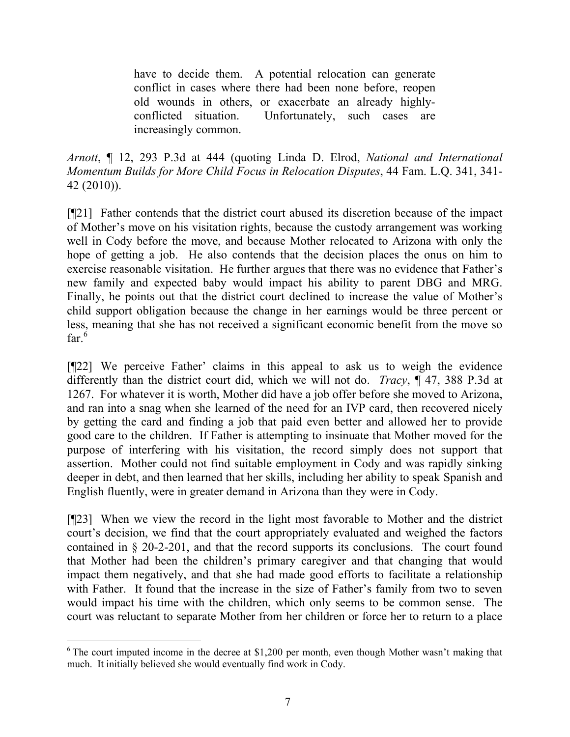> have to decide them. A potential relocation can generate conflict in cases where there had been none before, reopen old wounds in others, or exacerbate an already highly-conflicted situation. Unfortunately, such cases are increasingly common.

*Arnott*, ¶ 12, 293 P.3d at 444 (quoting Linda D. Elrod, *National and International Momentum Builds for More Child Focus in Relocation Disputes*, 44 Fam. L.Q. 341, 341-42 (2010)).

[¶21] Father contends that the district court abused its discretion because of the impact of Mother's move on his visitation rights, because the custody arrangement was working well in Cody before the move, and because Mother relocated to Arizona with only the hope of getting a job. He also contends that the decision places the onus on him to exercise reasonable visitation. He further argues that there was no evidence that Father's new family and expected baby would impact his ability to parent DBG and MRG. Finally, he points out that the district court declined to increase the value of Mother's child support obligation because the change in her earnings would be three percent or less, meaning that she has not received a significant economic benefit from the move so far.[6]

[¶22] We perceive Father' claims in this appeal to ask us to weigh the evidence differently than the district court did, which we will not do. *Tracy*, ¶ 47, 388 P.3d at 1267. For whatever it is worth, Mother did have a job offer before she moved to Arizona, and ran into a snag when she learned of the need for an IVP card, then recovered nicely by getting the card and finding a job that paid even better and allowed her to provide good care to the children. If Father is attempting to insinuate that Mother moved for the purpose of interfering with his visitation, the record simply does not support that assertion. Mother could not find suitable employment in Cody and was rapidly sinking deeper in debt, and then learned that her skills, including her ability to speak Spanish and English fluently, were in greater demand in Arizona than they were in Cody.

[¶23] When we view the record in the light most favorable to Mother and the district court's decision, we find that the court appropriately evaluated and weighed the factors contained in § 20-2-201, and that the record supports its conclusions. The court found that Mother had been the children's primary caregiver and that changing that would impact them negatively, and that she had made good efforts to facilitate a relationship with Father. It found that the increase in the size of Father's family from two to seven would impact his time with the children, which only seems to be common sense. The court was reluctant to separate Mother from her children or force her to return to a place

---

[6] The court imputed income in the decree at $1,200 per month, even though Mother wasn't making that much. It initially believed she would eventually find work in Cody.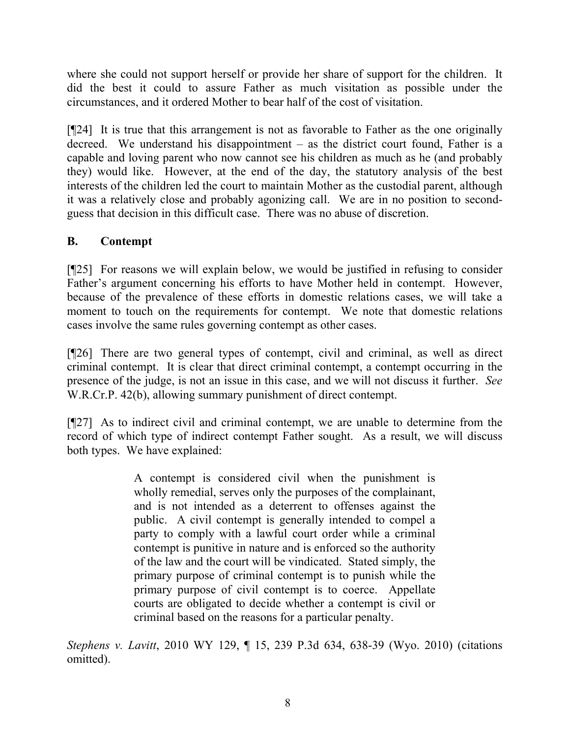where she could not support herself or provide her share of support for the children. It did the best it could to assure Father as much visitation as possible under the circumstances, and it ordered Mother to bear half of the cost of visitation.

[¶24] It is true that this arrangement is not as favorable to Father as the one originally decreed. We understand his disappointment – as the district court found, Father is a capable and loving parent who now cannot see his children as much as he (and probably they) would like. However, at the end of the day, the statutory analysis of the best interests of the children led the court to maintain Mother as the custodial parent, although it was a relatively close and probably agonizing call. We are in no position to second-guess that decision in this difficult case. There was no abuse of discretion.

## B. Contempt

[¶25] For reasons we will explain below, we would be justified in refusing to consider Father's argument concerning his efforts to have Mother held in contempt. However, because of the prevalence of these efforts in domestic relations cases, we will take a moment to touch on the requirements for contempt. We note that domestic relations cases involve the same rules governing contempt as other cases.

[¶26] There are two general types of contempt, civil and criminal, as well as direct criminal contempt. It is clear that direct criminal contempt, a contempt occurring in the presence of the judge, is not an issue in this case, and we will not discuss it further. *See* W.R.Cr.P. 42(b), allowing summary punishment of direct contempt.

[¶27] As to indirect civil and criminal contempt, we are unable to determine from the record of which type of indirect contempt Father sought. As a result, we will discuss both types. We have explained:

> A contempt is considered civil when the punishment is wholly remedial, serves only the purposes of the complainant, and is not intended as a deterrent to offenses against the public. A civil contempt is generally intended to compel a party to comply with a lawful court order while a criminal contempt is punitive in nature and is enforced so the authority of the law and the court will be vindicated. Stated simply, the primary purpose of criminal contempt is to punish while the primary purpose of civil contempt is to coerce. Appellate courts are obligated to decide whether a contempt is civil or criminal based on the reasons for a particular penalty.

*Stephens v. Lavitt*, 2010 WY 129, ¶ 15, 239 P.3d 634, 638-39 (Wyo. 2010) (citations omitted).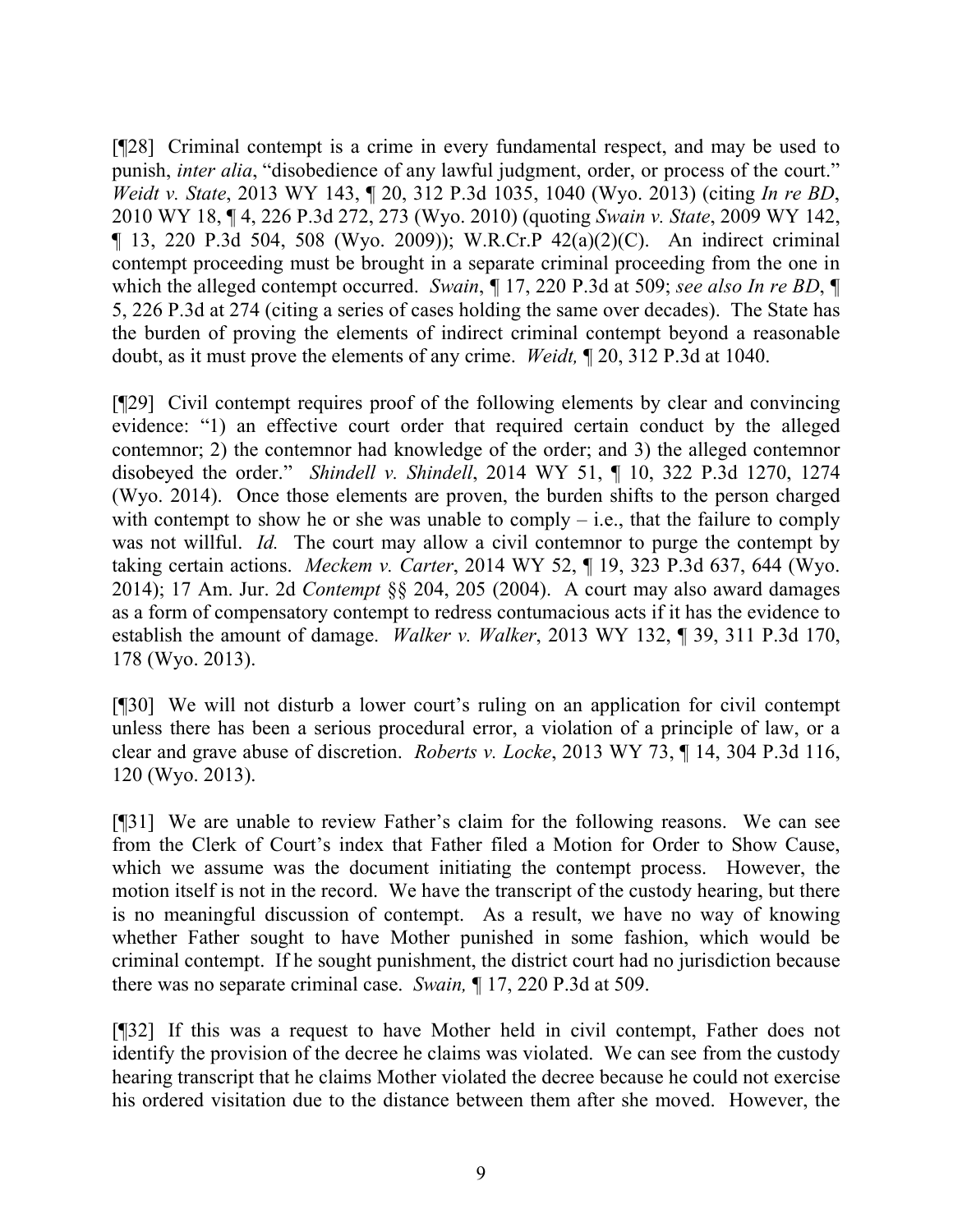[¶28] Criminal contempt is a crime in every fundamental respect, and may be used to punish, *inter alia*, "disobedience of any lawful judgment, order, or process of the court." *Weidt v. State*, 2013 WY 143, ¶ 20, 312 P.3d 1035, 1040 (Wyo. 2013) (citing *In re BD*, 2010 WY 18, ¶ 4, 226 P.3d 272, 273 (Wyo. 2010) (quoting *Swain v. State*, 2009 WY 142, ¶ 13, 220 P.3d 504, 508 (Wyo. 2009)); W.R.Cr.P 42(a)(2)(C). An indirect criminal contempt proceeding must be brought in a separate criminal proceeding from the one in which the alleged contempt occurred. *Swain*, ¶ 17, 220 P.3d at 509; *see also In re BD*, ¶ 5, 226 P.3d at 274 (citing a series of cases holding the same over decades). The State has the burden of proving the elements of indirect criminal contempt beyond a reasonable doubt, as it must prove the elements of any crime. *Weidt,* ¶ 20, 312 P.3d at 1040.

[¶29] Civil contempt requires proof of the following elements by clear and convincing evidence: "1) an effective court order that required certain conduct by the alleged contemnor; 2) the contemnor had knowledge of the order; and 3) the alleged contemnor disobeyed the order." *Shindell v. Shindell*, 2014 WY 51, ¶ 10, 322 P.3d 1270, 1274 (Wyo. 2014). Once those elements are proven, the burden shifts to the person charged with contempt to show he or she was unable to comply – i.e., that the failure to comply was not willful. *Id.* The court may allow a civil contemnor to purge the contempt by taking certain actions. *Meckem v. Carter*, 2014 WY 52, ¶ 19, 323 P.3d 637, 644 (Wyo. 2014); 17 Am. Jur. 2d *Contempt* §§ 204, 205 (2004). A court may also award damages as a form of compensatory contempt to redress contumacious acts if it has the evidence to establish the amount of damage. *Walker v. Walker*, 2013 WY 132, ¶ 39, 311 P.3d 170, 178 (Wyo. 2013).

[¶30] We will not disturb a lower court's ruling on an application for civil contempt unless there has been a serious procedural error, a violation of a principle of law, or a clear and grave abuse of discretion. *Roberts v. Locke*, 2013 WY 73, ¶ 14, 304 P.3d 116, 120 (Wyo. 2013).

[¶31] We are unable to review Father's claim for the following reasons. We can see from the Clerk of Court's index that Father filed a Motion for Order to Show Cause, which we assume was the document initiating the contempt process. However, the motion itself is not in the record. We have the transcript of the custody hearing, but there is no meaningful discussion of contempt. As a result, we have no way of knowing whether Father sought to have Mother punished in some fashion, which would be criminal contempt. If he sought punishment, the district court had no jurisdiction because there was no separate criminal case. *Swain,* ¶ 17, 220 P.3d at 509.

[¶32] If this was a request to have Mother held in civil contempt, Father does not identify the provision of the decree he claims was violated. We can see from the custody hearing transcript that he claims Mother violated the decree because he could not exercise his ordered visitation due to the distance between them after she moved. However, the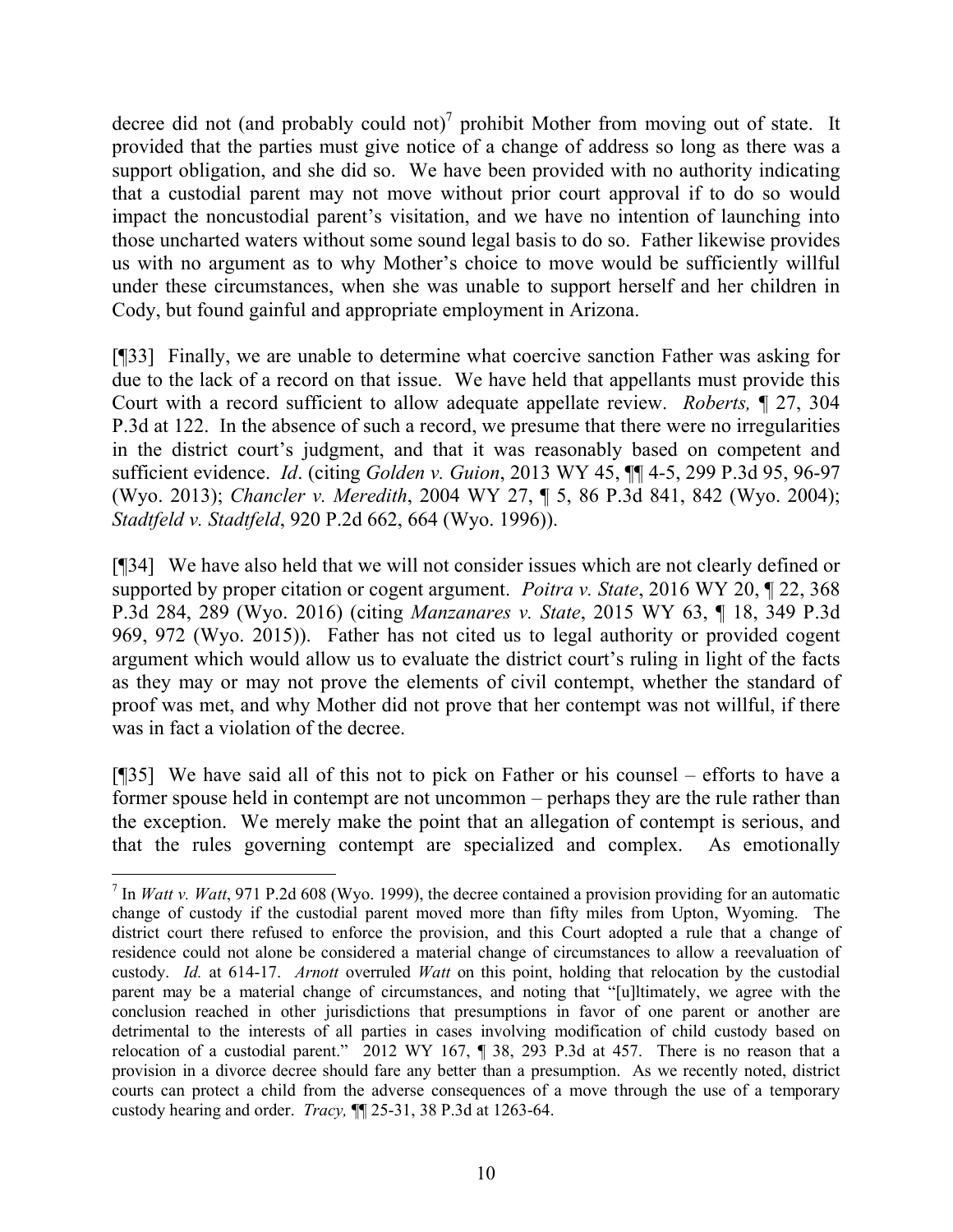decree did not (and probably could not)[7] prohibit Mother from moving out of state. It provided that the parties must give notice of a change of address so long as there was a support obligation, and she did so. We have been provided with no authority indicating that a custodial parent may not move without prior court approval if to do so would impact the noncustodial parent's visitation, and we have no intention of launching into those uncharted waters without some sound legal basis to do so. Father likewise provides us with no argument as to why Mother's choice to move would be sufficiently willful under these circumstances, when she was unable to support herself and her children in Cody, but found gainful and appropriate employment in Arizona.

[¶33] Finally, we are unable to determine what coercive sanction Father was asking for due to the lack of a record on that issue. We have held that appellants must provide this Court with a record sufficient to allow adequate appellate review. *Roberts,* ¶ 27, 304 P.3d at 122. In the absence of such a record, we presume that there were no irregularities in the district court's judgment, and that it was reasonably based on competent and sufficient evidence. *Id*. (citing *Golden v. Guion*, 2013 WY 45, ¶¶ 4-5, 299 P.3d 95, 96-97 (Wyo. 2013); *Chancler v. Meredith*, 2004 WY 27, ¶ 5, 86 P.3d 841, 842 (Wyo. 2004); *Stadtfeld v. Stadtfeld*, 920 P.2d 662, 664 (Wyo. 1996)).

[¶34] We have also held that we will not consider issues which are not clearly defined or supported by proper citation or cogent argument. *Poitra v. State*, 2016 WY 20, ¶ 22, 368 P.3d 284, 289 (Wyo. 2016) (citing *Manzanares v. State*, 2015 WY 63, ¶ 18, 349 P.3d 969, 972 (Wyo. 2015)). Father has not cited us to legal authority or provided cogent argument which would allow us to evaluate the district court's ruling in light of the facts as they may or may not prove the elements of civil contempt, whether the standard of proof was met, and why Mother did not prove that her contempt was not willful, if there was in fact a violation of the decree.

[¶35] We have said all of this not to pick on Father or his counsel – efforts to have a former spouse held in contempt are not uncommon – perhaps they are the rule rather than the exception. We merely make the point that an allegation of contempt is serious, and that the rules governing contempt are specialized and complex. As emotionally

---

[7] In *Watt v. Watt*, 971 P.2d 608 (Wyo. 1999), the decree contained a provision providing for an automatic change of custody if the custodial parent moved more than fifty miles from Upton, Wyoming. The district court there refused to enforce the provision, and this Court adopted a rule that a change of residence could not alone be considered a material change of circumstances to allow a reevaluation of custody. *Id.* at 614-17. *Arnott* overruled *Watt* on this point, holding that relocation by the custodial parent may be a material change of circumstances, and noting that "[u]ltimately, we agree with the conclusion reached in other jurisdictions that presumptions in favor of one parent or another are detrimental to the interests of all parties in cases involving modification of child custody based on relocation of a custodial parent." 2012 WY 167, ¶ 38, 293 P.3d at 457. There is no reason that a provision in a divorce decree should fare any better than a presumption. As we recently noted, district courts can protect a child from the adverse consequences of a move through the use of a temporary custody hearing and order. *Tracy,* ¶¶ 25-31, 38 P.3d at 1263-64.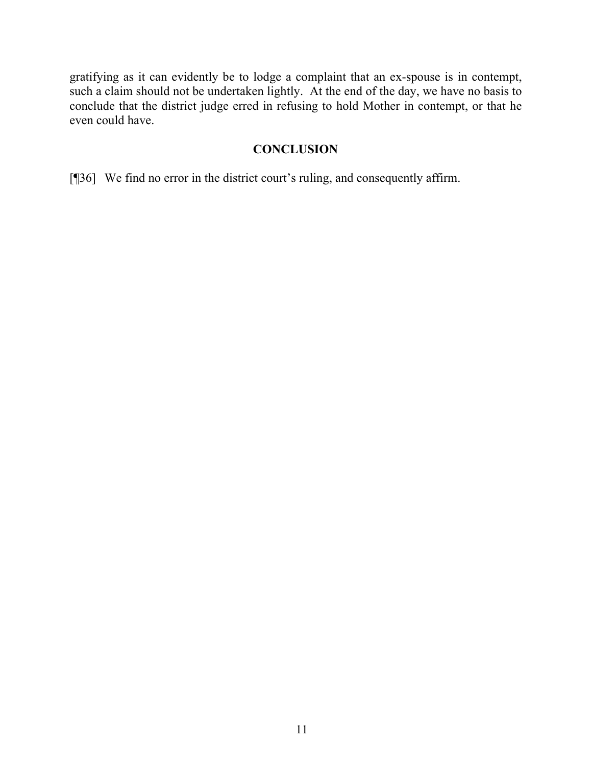gratifying as it can evidently be to lodge a complaint that an ex-spouse is in contempt, such a claim should not be undertaken lightly. At the end of the day, we have no basis to conclude that the district judge erred in refusing to hold Mother in contempt, or that he even could have.

## CONCLUSION

[¶36] We find no error in the district court's ruling, and consequently affirm.